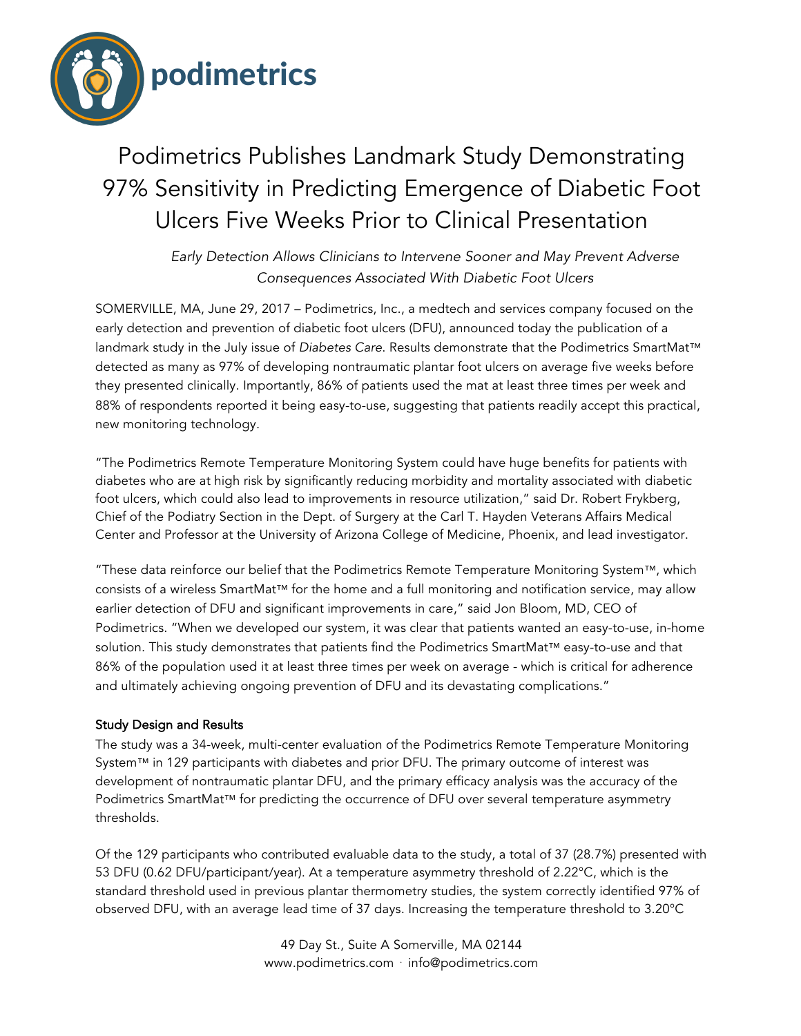podimetrics

# Podimetrics Publishes Landmark Study Demonstrating 97% Sensitivity in Predicting Emergence of Diabetic Foot Ulcers Five Weeks Prior to Clinical Presentation

*Early Detection Allows Clinicians to Intervene Sooner and May Prevent Adverse Consequences Associated With Diabetic Foot Ulcers*

SOMERVILLE, MA, June 29, 2017 – Podimetrics, Inc., a medtech and services company focused on the early detection and prevention of diabetic foot ulcers (DFU), announced today the publication of a landmark study in the July issue of *Diabetes Care*. Results demonstrate that the Podimetrics SmartMat™ detected as many as 97% of developing nontraumatic plantar foot ulcers on average five weeks before they presented clinically. Importantly, 86% of patients used the mat at least three times per week and 88% of respondents reported it being easy-to-use, suggesting that patients readily accept this practical, new monitoring technology.

"The Podimetrics Remote Temperature Monitoring System could have huge benefits for patients with diabetes who are at high risk by significantly reducing morbidity and mortality associated with diabetic foot ulcers, which could also lead to improvements in resource utilization," said Dr. Robert Frykberg, Chief of the Podiatry Section in the Dept. of Surgery at the Carl T. Hayden Veterans Affairs Medical Center and Professor at the University of Arizona College of Medicine, Phoenix, and lead investigator.

"These data reinforce our belief that the Podimetrics Remote Temperature Monitoring System™, which consists of a wireless SmartMat™ for the home and a full monitoring and notification service, may allow earlier detection of DFU and significant improvements in care," said Jon Bloom, MD, CEO of Podimetrics. "When we developed our system, it was clear that patients wanted an easy-to-use, in-home solution. This study demonstrates that patients find the Podimetrics SmartMat™ easy-to-use and that 86% of the population used it at least three times per week on average - which is critical for adherence and ultimately achieving ongoing prevention of DFU and its devastating complications."

### Study Design and Results

The study was a 34-week, multi-center evaluation of the Podimetrics Remote Temperature Monitoring System™ in 129 participants with diabetes and prior DFU. The primary outcome of interest was development of nontraumatic plantar DFU, and the primary efficacy analysis was the accuracy of the Podimetrics SmartMat™ for predicting the occurrence of DFU over several temperature asymmetry thresholds.

Of the 129 participants who contributed evaluable data to the study, a total of 37 (28.7%) presented with 53 DFU (0.62 DFU/participant/year). At a temperature asymmetry threshold of 2.22°C, which is the standard threshold used in previous plantar thermometry studies, the system correctly identified 97% of observed DFU, with an average lead time of 37 days. Increasing the temperature threshold to 3.20°C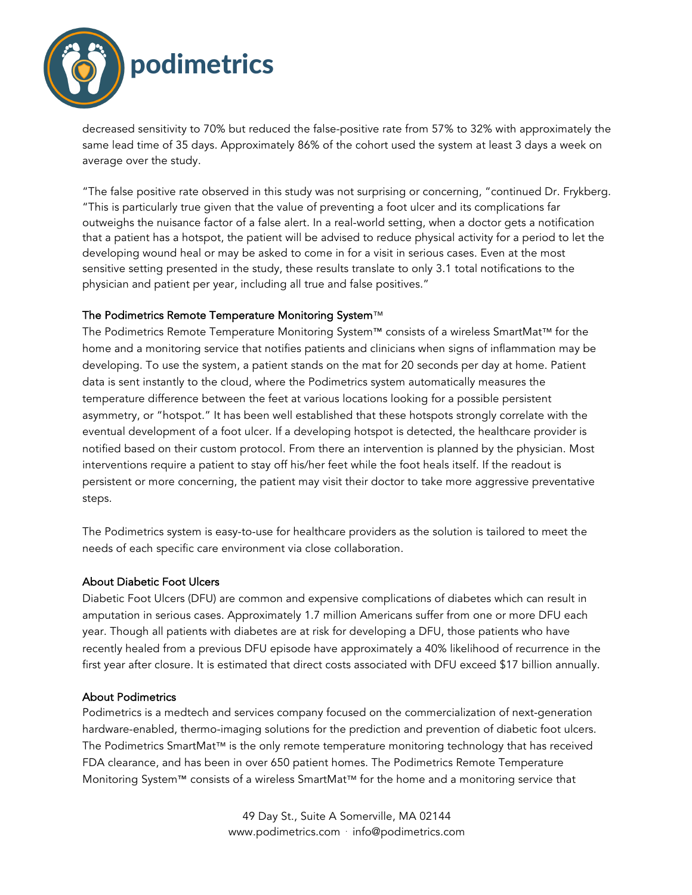decreased sensitivity to 70% but reduced the false-positive rate from 57% to 32% with approximately the same lead time of 35 days. Approximately 86% of the cohort used the system at least 3 days a week on average over the study.

"The false positive rate observed in this study was not surprising or concerning, "continued Dr. Frykberg. "This is particularly true given that the value of preventing a foot ulcer and its complications far outweighs the nuisance factor of a false alert. In a real-world setting, when a doctor gets a notification that a patient has a hotspot, the patient will be advised to reduce physical activity for a period to let the developing wound heal or may be asked to come in for a visit in serious cases. Even at the most sensitive setting presented in the study, these results translate to only 3.1 total notifications to the physician and patient per year, including all true and false positives."

## The Podimetrics Remote Temperature Monitoring System™

The Podimetrics Remote Temperature Monitoring System™ consists of a wireless SmartMat™ for the home and a monitoring service that notifies patients and clinicians when signs of inflammation may be developing. To use the system, a patient stands on the mat for 20 seconds per day at home. Patient data is sent instantly to the cloud, where the Podimetrics system automatically measures the temperature difference between the feet at various locations looking for a possible persistent asymmetry, or "hotspot." It has been well established that these hotspots strongly correlate with the eventual development of a foot ulcer. If a developing hotspot is detected, the healthcare provider is notified based on their custom protocol. From there an intervention is planned by the physician. Most interventions require a patient to stay off his/her feet while the foot heals itself. If the readout is persistent or more concerning, the patient may visit their doctor to take more aggressive preventative steps.

The Podimetrics system is easy-to-use for healthcare providers as the solution is tailored to meet the needs of each specific care environment via close collaboration.

## About Diabetic Foot Ulcers

Diabetic Foot Ulcers (DFU) are common and expensive complications of diabetes which can result in amputation in serious cases. Approximately 1.7 million Americans suffer from one or more DFU each year. Though all patients with diabetes are at risk for developing a DFU, those patients who have recently healed from a previous DFU episode have approximately a 40% likelihood of recurrence in the first year after closure. It is estimated that direct costs associated with DFU exceed $17 billion annually.

## About Podimetrics

Podimetrics is a medtech and services company focused on the commercialization of next-generation hardware-enabled, thermo-imaging solutions for the prediction and prevention of diabetic foot ulcers. The Podimetrics SmartMat™ is the only remote temperature monitoring technology that has received FDA clearance, and has been in over 650 patient homes. The Podimetrics Remote Temperature Monitoring System™ consists of a wireless SmartMat™ for the home and a monitoring service that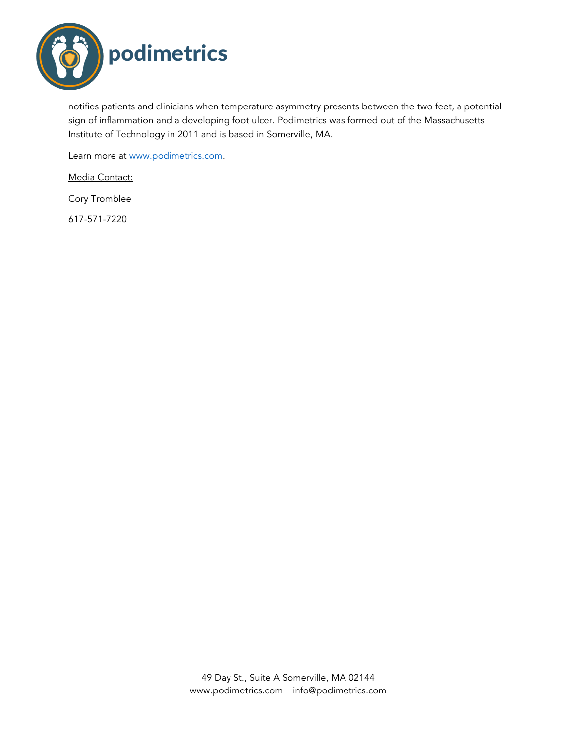notifies patients and clinicians when temperature asymmetry presents between the two feet, a potential sign of inflammation and a developing foot ulcer. Podimetrics was formed out of the Massachusetts Institute of Technology in 2011 and is based in Somerville, MA.

Learn more at [www.podimetrics.com](http://www.podimetrics.com).

<u>Media Contact:</u>

Cory Tromblee

617-571-7220